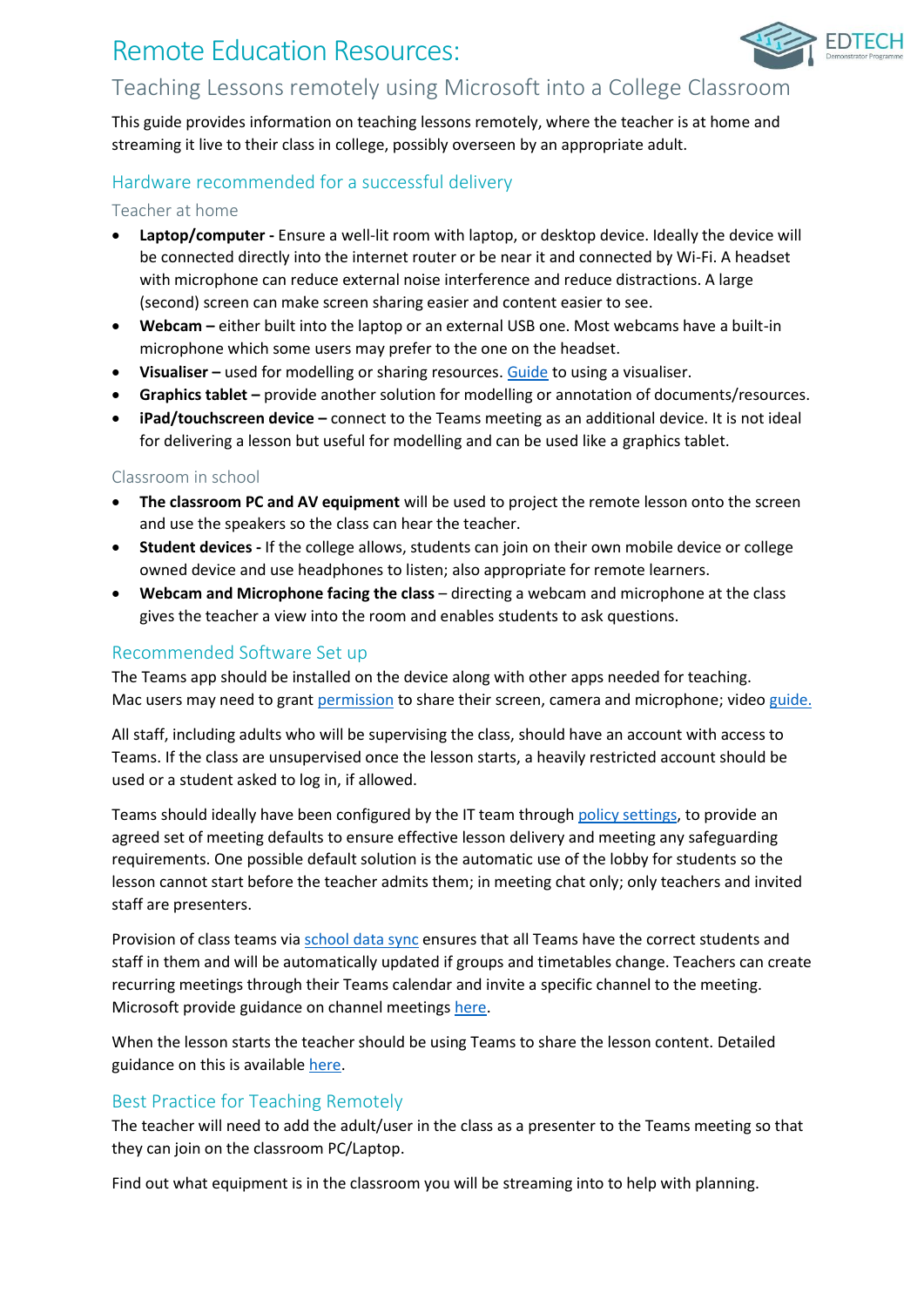# Remote Education Resources:

## Teaching Lessons remotely using Microsoft into a College Classroom

This guide provides information on teaching lessons remotely, where the teacher is at home and streaming it live to their class in college, possibly overseen by an appropriate adult.

### Hardware recommended for a successful delivery

#### Teacher at home

- **Laptop/computer -** Ensure a well-lit room with laptop, or desktop device. Ideally the device will be connected directly into the internet router or be near it and connected by Wi-Fi. A headset with microphone can reduce external noise interference and reduce distractions. A large (second) screen can make screen sharing easier and content easier to see.
- **Webcam –** either built into the laptop or an external USB one. Most webcams have a built-in microphone which some users may prefer to the one on the headset.
- **Visualiser –** used for modelling or sharing resources. Guide to using a visualiser.
- **Graphics tablet –** provide another solution for modelling or annotation of documents/resources.
- **iPad/touchscreen device –** connect to the Teams meeting as an additional device. It is not ideal for delivering a lesson but useful for modelling and can be used like a graphics tablet.

#### Classroom in school

- **The classroom PC and AV equipment** will be used to project the remote lesson onto the screen and use the speakers so the class can hear the teacher.
- **Student devices -** If the college allows, students can join on their own mobile device or college owned device and use headphones to listen; also appropriate for remote learners.
- **Webcam and Microphone facing the class** – directing a webcam and microphone at the class gives the teacher a view into the room and enables students to ask questions.

### Recommended Software Set up

The Teams app should be installed on the device along with other apps needed for teaching. Mac users may need to grant permission to share their screen, camera and microphone; video guide.

All staff, including adults who will be supervising the class, should have an account with access to Teams. If the class are unsupervised once the lesson starts, a heavily restricted account should be used or a student asked to log in, if allowed.

Teams should ideally have been configured by the IT team through policy settings, to provide an agreed set of meeting defaults to ensure effective lesson delivery and meeting any safeguarding requirements. One possible default solution is the automatic use of the lobby for students so the lesson cannot start before the teacher admits them; in meeting chat only; only teachers and invited staff are presenters.

Provision of class teams via school data sync ensures that all Teams have the correct students and staff in them and will be automatically updated if groups and timetables change. Teachers can create recurring meetings through their Teams calendar and invite a specific channel to the meeting. Microsoft provide guidance on channel meetings here.

When the lesson starts the teacher should be using Teams to share the lesson content. Detailed guidance on this is available here.

### Best Practice for Teaching Remotely

The teacher will need to add the adult/user in the class as a presenter to the Teams meeting so that they can join on the classroom PC/Laptop.

Find out what equipment is in the classroom you will be streaming into to help with planning.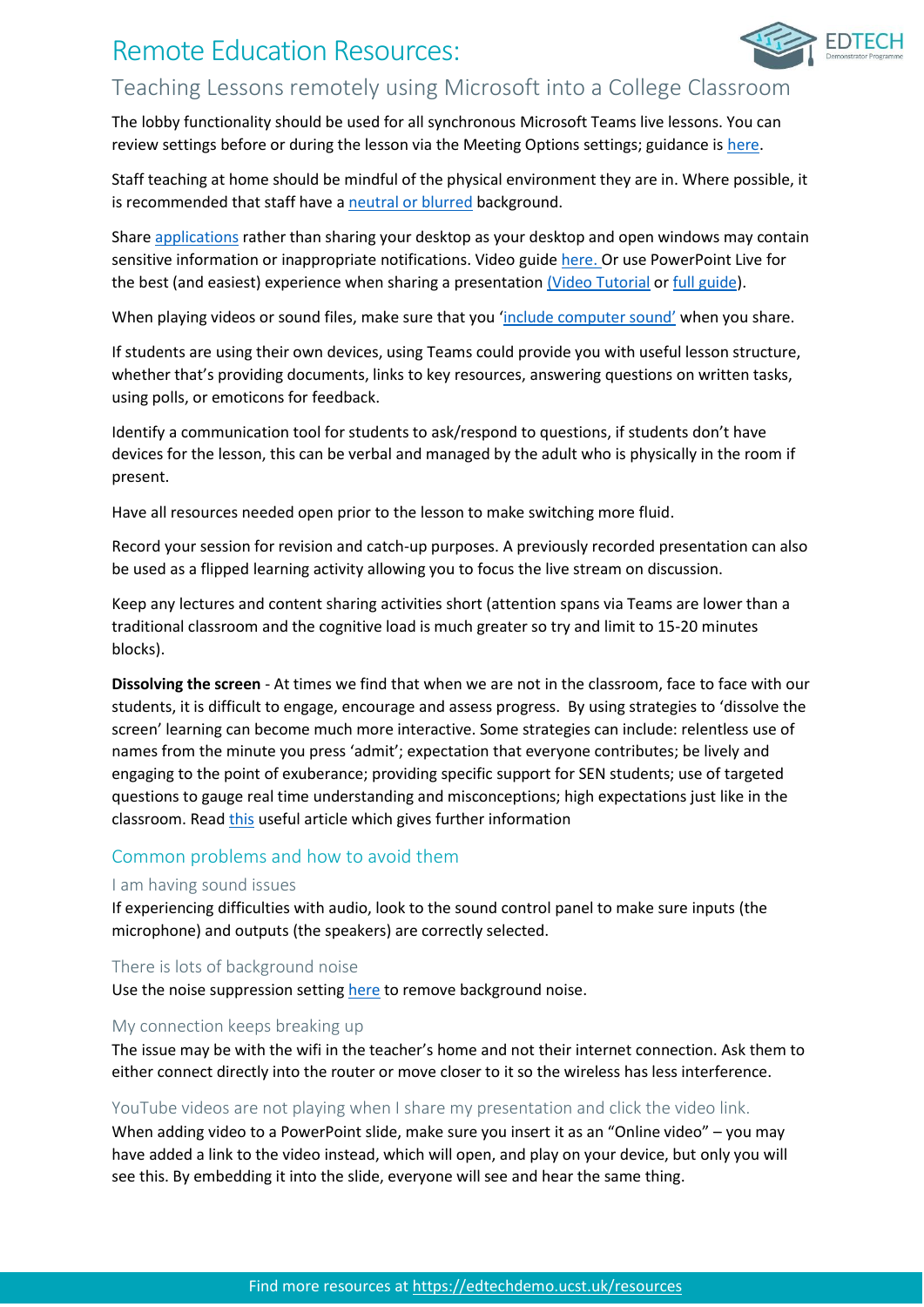# Remote Education Resources:

## Teaching Lessons remotely using Microsoft into a College Classroom

The lobby functionality should be used for all synchronous Microsoft Teams live lessons. You can review settings before or during the lesson via the Meeting Options settings; guidance is here.

Staff teaching at home should be mindful of the physical environment they are in. Where possible, it is recommended that staff have a neutral or blurred background.

Share applications rather than sharing your desktop as your desktop and open windows may contain sensitive information or inappropriate notifications. Video guide here. Or use PowerPoint Live for the best (and easiest) experience when sharing a presentation (Video Tutorial or full guide).

When playing videos or sound files, make sure that you 'include computer sound' when you share.

If students are using their own devices, using Teams could provide you with useful lesson structure, whether that's providing documents, links to key resources, answering questions on written tasks, using polls, or emoticons for feedback.

Identify a communication tool for students to ask/respond to questions, if students don't have devices for the lesson, this can be verbal and managed by the adult who is physically in the room if present.

Have all resources needed open prior to the lesson to make switching more fluid.

Record your session for revision and catch-up purposes. A previously recorded presentation can also be used as a flipped learning activity allowing you to focus the live stream on discussion.

Keep any lectures and content sharing activities short (attention spans via Teams are lower than a traditional classroom and the cognitive load is much greater so try and limit to 15-20 minutes blocks).

**Dissolving the screen** - At times we find that when we are not in the classroom, face to face with our students, it is difficult to engage, encourage and assess progress. By using strategies to 'dissolve the screen' learning can become much more interactive. Some strategies can include: relentless use of names from the minute you press 'admit'; expectation that everyone contributes; be lively and engaging to the point of exuberance; providing specific support for SEN students; use of targeted questions to gauge real time understanding and misconceptions; high expectations just like in the classroom. Read this useful article which gives further information

## Common problems and how to avoid them

### I am having sound issues

If experiencing difficulties with audio, look to the sound control panel to make sure inputs (the microphone) and outputs (the speakers) are correctly selected.

### There is lots of background noise

Use the noise suppression setting here to remove background noise.

### My connection keeps breaking up

The issue may be with the wifi in the teacher's home and not their internet connection. Ask them to either connect directly into the router or move closer to it so the wireless has less interference.

### YouTube videos are not playing when I share my presentation and click the video link.

When adding video to a PowerPoint slide, make sure you insert it as an "Online video" – you may have added a link to the video instead, which will open, and play on your device, but only you will see this. By embedding it into the slide, everyone will see and hear the same thing.

Find more resources at https://edtechdemo.ucst.uk/resources